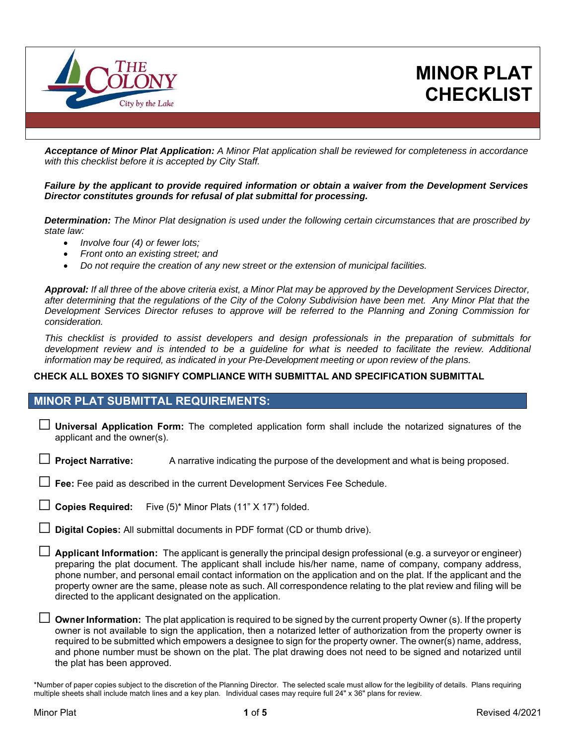# MINOR PLAT CHECKLIST

***Acceptance of Minor Plat Application:*** *A Minor Plat application shall be reviewed for completeness in accordance with this checklist before it is accepted by City Staff.*

***Failure by the applicant to provide required information or obtain a waiver from the Development Services Director constitutes grounds for refusal of plat submittal for processing.***

***Determination:*** *The Minor Plat designation is used under the following certain circumstances that are proscribed by state law:*

- *Involve four (4) or fewer lots;*
- *Front onto an existing street; and*
- *Do not require the creation of any new street or the extension of municipal facilities.*

***Approval:*** *If all three of the above criteria exist, a Minor Plat may be approved by the Development Services Director, after determining that the regulations of the City of the Colony Subdivision have been met. Any Minor Plat that the Development Services Director refuses to approve will be referred to the Planning and Zoning Commission for consideration.*

*This checklist is provided to assist developers and design professionals in the preparation of submittals for development review and is intended to be a guideline for what is needed to facilitate the review. Additional information may be required, as indicated in your Pre-Development meeting or upon review of the plans.*

**CHECK ALL BOXES TO SIGNIFY COMPLIANCE WITH SUBMITTAL AND SPECIFICATION SUBMITTAL**

## MINOR PLAT SUBMITTAL REQUIREMENTS:

- ☐ **Universal Application Form:** The completed application form shall include the notarized signatures of the applicant and the owner(s).

- ☐ **Project Narrative:** A narrative indicating the purpose of the development and what is being proposed.

- ☐ **Fee:** Fee paid as described in the current Development Services Fee Schedule.

- ☐ **Copies Required:** Five (5)* Minor Plats (11" X 17") folded.

- ☐ **Digital Copies:** All submittal documents in PDF format (CD or thumb drive).

- ☐ **Applicant Information:** The applicant is generally the principal design professional (e.g. a surveyor or engineer) preparing the plat document. The applicant shall include his/her name, name of company, company address, phone number, and personal email contact information on the application and on the plat. If the applicant and the property owner are the same, please note as such. All correspondence relating to the plat review and filing will be directed to the applicant designated on the application.

- ☐ **Owner Information:** The plat application is required to be signed by the current property Owner (s). If the property owner is not available to sign the application, then a notarized letter of authorization from the property owner is required to be submitted which empowers a designee to sign for the property owner. The owner(s) name, address, and phone number must be shown on the plat. The plat drawing does not need to be signed and notarized until the plat has been approved.

*Number of paper copies subject to the discretion of the Planning Director. The selected scale must allow for the legibility of details. Plans requiring multiple sheets shall include match lines and a key plan. Individual cases may require full 24" x 36" plans for review.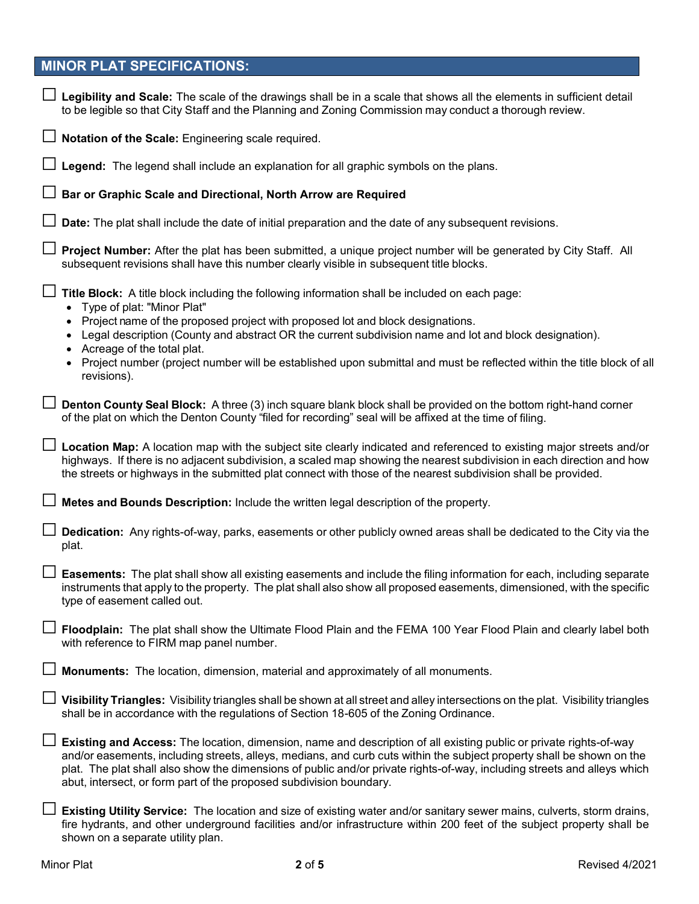## MINOR PLAT SPECIFICATIONS:

- ☐ **Legibility and Scale:** The scale of the drawings shall be in a scale that shows all the elements in sufficient detail to be legible so that City Staff and the Planning and Zoning Commission may conduct a thorough review.

- ☐ **Notation of the Scale:** Engineering scale required.

- ☐ **Legend:** The legend shall include an explanation for all graphic symbols on the plans.

- ☐ **Bar or Graphic Scale and Directional, North Arrow are Required**

- ☐ **Date:** The plat shall include the date of initial preparation and the date of any subsequent revisions.

- ☐ **Project Number:** After the plat has been submitted, a unique project number will be generated by City Staff. All subsequent revisions shall have this number clearly visible in subsequent title blocks.

- ☐ **Title Block:** A title block including the following information shall be included on each page:
  - Type of plat: "Minor Plat"
  - Project name of the proposed project with proposed lot and block designations.
  - Legal description (County and abstract OR the current subdivision name and lot and block designation).
  - Acreage of the total plat.
  - Project number (project number will be established upon submittal and must be reflected within the title block of all revisions).

- ☐ **Denton County Seal Block:** A three (3) inch square blank block shall be provided on the bottom right-hand corner of the plat on which the Denton County "filed for recording" seal will be affixed at the time of filing.

- ☐ **Location Map:** A location map with the subject site clearly indicated and referenced to existing major streets and/or highways. If there is no adjacent subdivision, a scaled map showing the nearest subdivision in each direction and how the streets or highways in the submitted plat connect with those of the nearest subdivision shall be provided.

- ☐ **Metes and Bounds Description:** Include the written legal description of the property.

- ☐ **Dedication:** Any rights-of-way, parks, easements or other publicly owned areas shall be dedicated to the City via the plat.

- ☐ **Easements:** The plat shall show all existing easements and include the filing information for each, including separate instruments that apply to the property. The plat shall also show all proposed easements, dimensioned, with the specific type of easement called out.

- ☐ **Floodplain:** The plat shall show the Ultimate Flood Plain and the FEMA 100 Year Flood Plain and clearly label both with reference to FIRM map panel number.

- ☐ **Monuments:** The location, dimension, material and approximately of all monuments.

- ☐ **Visibility Triangles:** Visibility triangles shall be shown at all street and alley intersections on the plat. Visibility triangles shall be in accordance with the regulations of Section 18-605 of the Zoning Ordinance.

- ☐ **Existing and Access:** The location, dimension, name and description of all existing public or private rights-of-way and/or easements, including streets, alleys, medians, and curb cuts within the subject property shall be shown on the plat. The plat shall also show the dimensions of public and/or private rights-of-way, including streets and alleys which abut, intersect, or form part of the proposed subdivision boundary.

- ☐ **Existing Utility Service:** The location and size of existing water and/or sanitary sewer mains, culverts, storm drains, fire hydrants, and other underground facilities and/or infrastructure within 200 feet of the subject property shall be shown on a separate utility plan.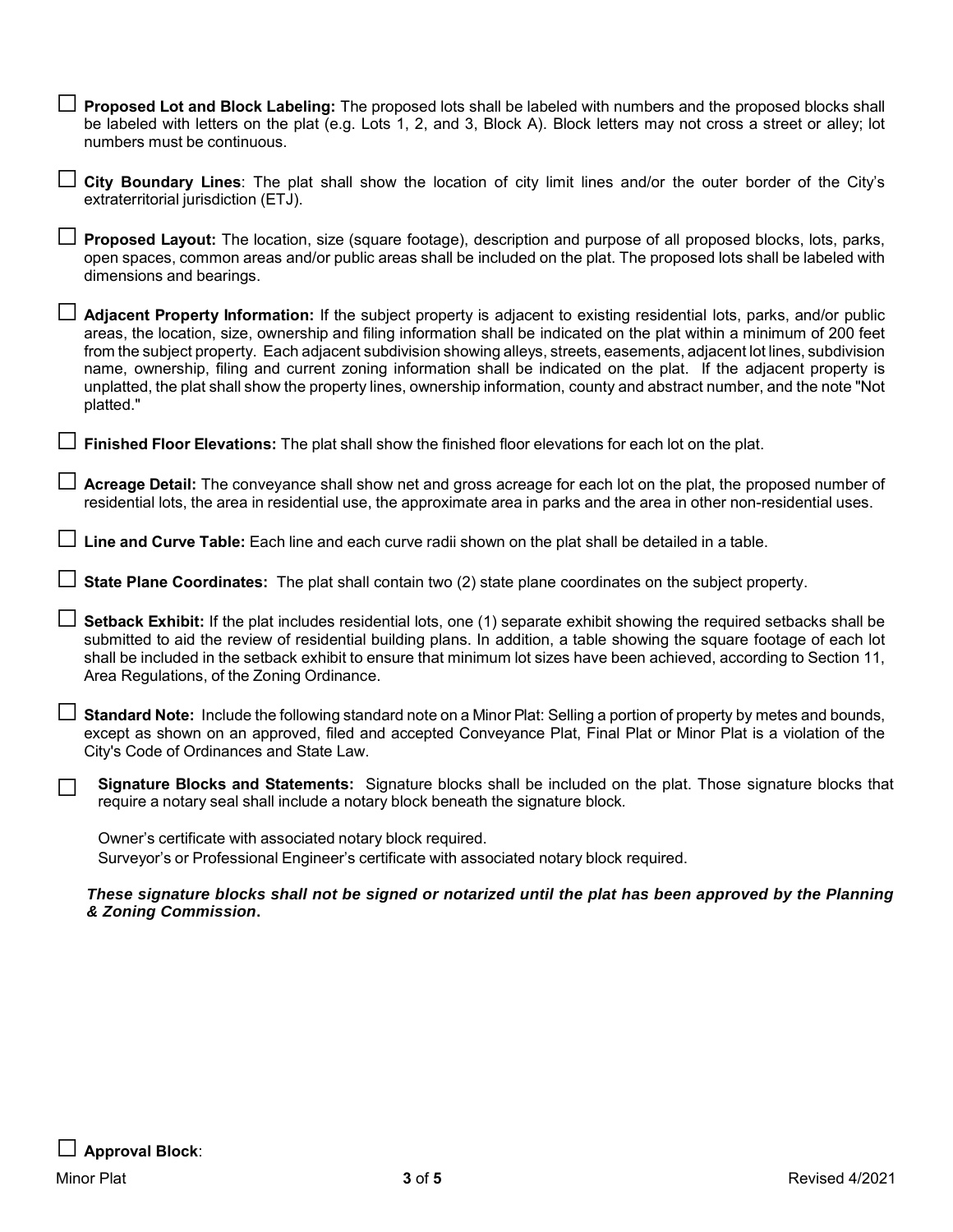☐ **Proposed Lot and Block Labeling:** The proposed lots shall be labeled with numbers and the proposed blocks shall be labeled with letters on the plat (e.g. Lots 1, 2, and 3, Block A). Block letters may not cross a street or alley; lot numbers must be continuous.

☐ **City Boundary Lines**: The plat shall show the location of city limit lines and/or the outer border of the City's extraterritorial jurisdiction (ETJ).

☐ **Proposed Layout:** The location, size (square footage), description and purpose of all proposed blocks, lots, parks, open spaces, common areas and/or public areas shall be included on the plat. The proposed lots shall be labeled with dimensions and bearings.

☐ **Adjacent Property Information:** If the subject property is adjacent to existing residential lots, parks, and/or public areas, the location, size, ownership and filing information shall be indicated on the plat within a minimum of 200 feet from the subject property. Each adjacent subdivision showing alleys, streets, easements, adjacent lot lines, subdivision name, ownership, filing and current zoning information shall be indicated on the plat. If the adjacent property is unplatted, the plat shall show the property lines, ownership information, county and abstract number, and the note "Not platted."

☐ **Finished Floor Elevations:** The plat shall show the finished floor elevations for each lot on the plat.

☐ **Acreage Detail:** The conveyance shall show net and gross acreage for each lot on the plat, the proposed number of residential lots, the area in residential use, the approximate area in parks and the area in other non-residential uses.

☐ **Line and Curve Table:** Each line and each curve radii shown on the plat shall be detailed in a table.

☐ **State Plane Coordinates:** The plat shall contain two (2) state plane coordinates on the subject property.

☐ **Setback Exhibit:** If the plat includes residential lots, one (1) separate exhibit showing the required setbacks shall be submitted to aid the review of residential building plans. In addition, a table showing the square footage of each lot shall be included in the setback exhibit to ensure that minimum lot sizes have been achieved, according to Section 11, Area Regulations, of the Zoning Ordinance.

☐ **Standard Note:** Include the following standard note on a Minor Plat: Selling a portion of property by metes and bounds, except as shown on an approved, filed and accepted Conveyance Plat, Final Plat or Minor Plat is a violation of the City's Code of Ordinances and State Law.

☐ **Signature Blocks and Statements:** Signature blocks shall be included on the plat. Those signature blocks that require a notary seal shall include a notary block beneath the signature block.

Owner's certificate with associated notary block required.
Surveyor's or Professional Engineer's certificate with associated notary block required.

***These signature blocks shall not be signed or notarized until the plat has been approved by the Planning & Zoning Commission.***

☐ **Approval Block**: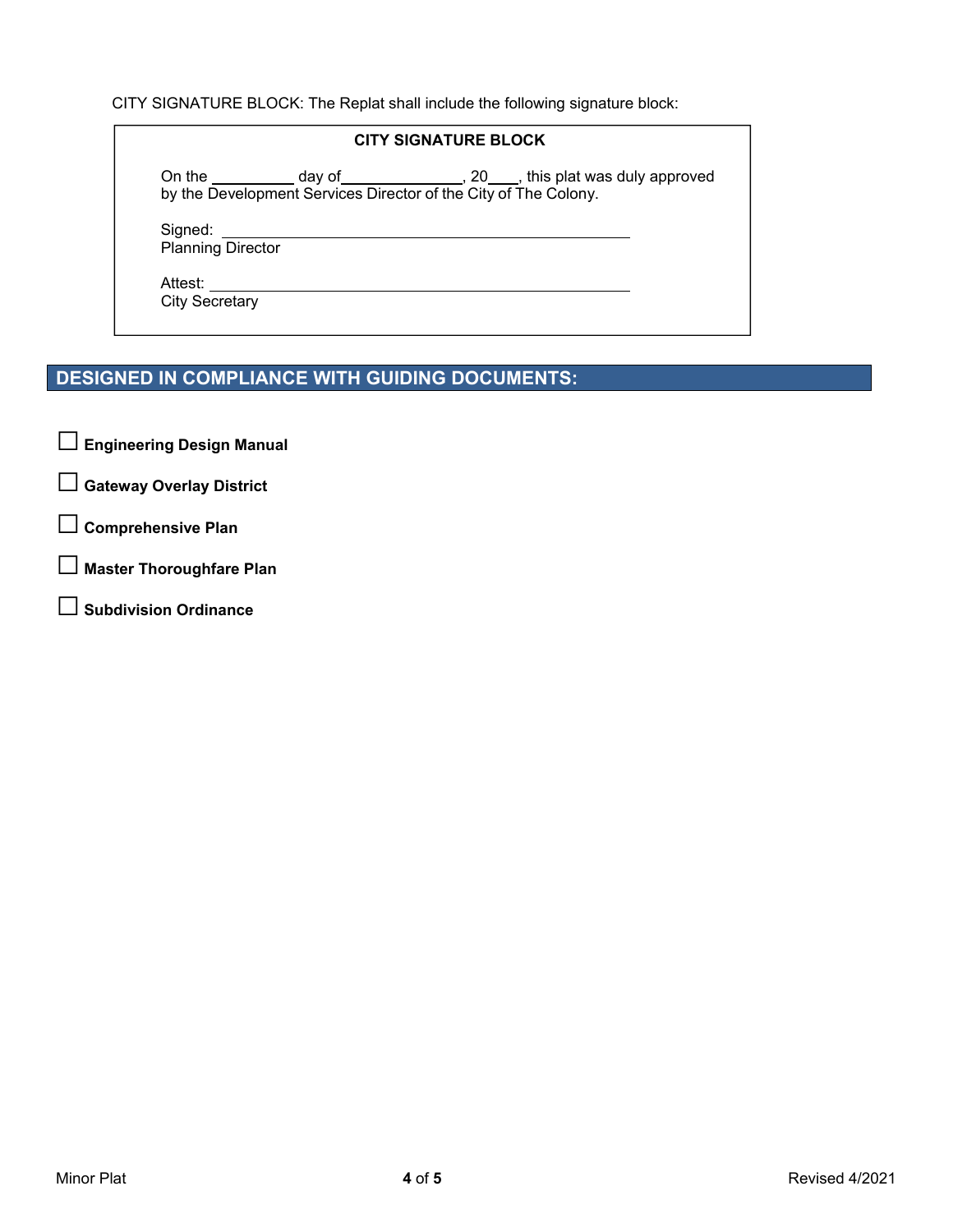CITY SIGNATURE BLOCK: The Replat shall include the following signature block:

> **CITY SIGNATURE BLOCK**
>
> On the __________ day of______________, 20____, this plat was duly approved by the Development Services Director of the City of The Colony.
>
> Signed: ______________________________________________
> Planning Director
>
> Attest: ______________________________________________
> City Secretary

## DESIGNED IN COMPLIANCE WITH GUIDING DOCUMENTS:

☐ **Engineering Design Manual**

☐ **Gateway Overlay District**

☐ **Comprehensive Plan**

☐ **Master Thoroughfare Plan**

☐ **Subdivision Ordinance**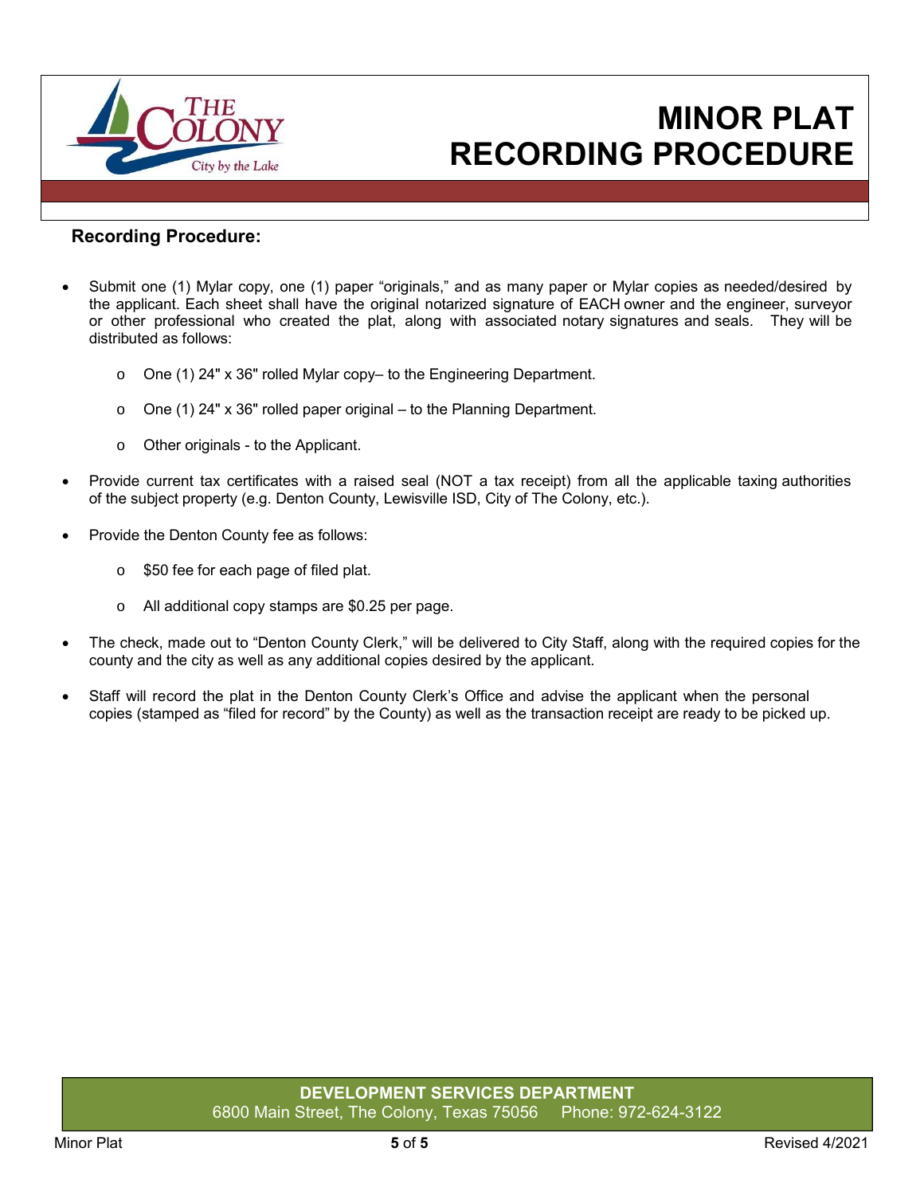# MINOR PLAT RECORDING PROCEDURE

### Recording Procedure:

- Submit one (1) Mylar copy, one (1) paper "originals," and as many paper or Mylar copies as needed/desired by the applicant. Each sheet shall have the original notarized signature of EACH owner and the engineer, surveyor or other professional who created the plat, along with associated notary signatures and seals. They will be distributed as follows:
  - One (1) 24" x 36" rolled Mylar copy– to the Engineering Department.
  - One (1) 24" x 36" rolled paper original – to the Planning Department.
  - Other originals - to the Applicant.
- Provide current tax certificates with a raised seal (NOT a tax receipt) from all the applicable taxing authorities of the subject property (e.g. Denton County, Lewisville ISD, City of The Colony, etc.).
- Provide the Denton County fee as follows:
  - $50 fee for each page of filed plat.
  - All additional copy stamps are $0.25 per page.
- The check, made out to "Denton County Clerk," will be delivered to City Staff, along with the required copies for the county and the city as well as any additional copies desired by the applicant.
- Staff will record the plat in the Denton County Clerk's Office and advise the applicant when the personal copies (stamped as "filed for record" by the County) as well as the transaction receipt are ready to be picked up.

**DEVELOPMENT SERVICES DEPARTMENT**
6800 Main Street, The Colony, Texas 75056 Phone: 972-624-3122